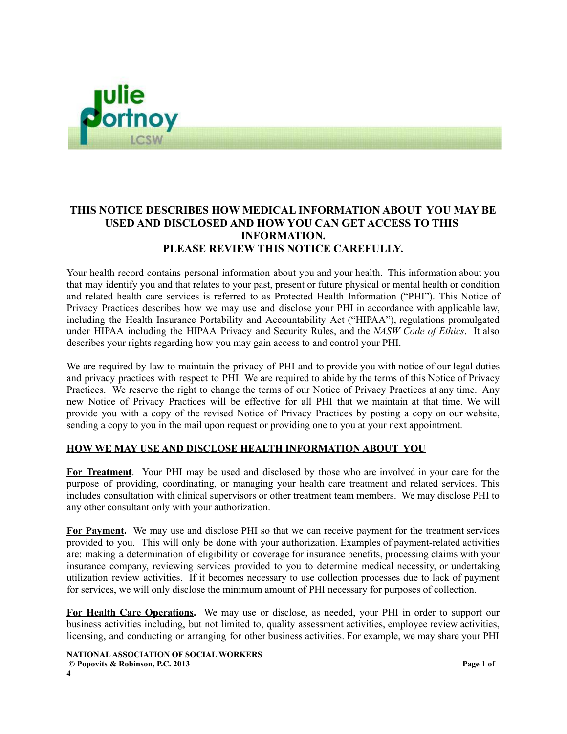Julie Portnoy LCSW

# THIS NOTICE DESCRIBES HOW MEDICAL INFORMATION ABOUT YOU MAY BE USED AND DISCLOSED AND HOW YOU CAN GET ACCESS TO THIS INFORMATION. PLEASE REVIEW THIS NOTICE CAREFULLY.

Your health record contains personal information about you and your health. This information about you that may identify you and that relates to your past, present or future physical or mental health or condition and related health care services is referred to as Protected Health Information ("PHI"). This Notice of Privacy Practices describes how we may use and disclose your PHI in accordance with applicable law, including the Health Insurance Portability and Accountability Act ("HIPAA"), regulations promulgated under HIPAA including the HIPAA Privacy and Security Rules, and the *NASW Code of Ethics*. It also describes your rights regarding how you may gain access to and control your PHI.

We are required by law to maintain the privacy of PHI and to provide you with notice of our legal duties and privacy practices with respect to PHI. We are required to abide by the terms of this Notice of Privacy Practices. We reserve the right to change the terms of our Notice of Privacy Practices at any time. Any new Notice of Privacy Practices will be effective for all PHI that we maintain at that time. We will provide you with a copy of the revised Notice of Privacy Practices by posting a copy on our website, sending a copy to you in the mail upon request or providing one to you at your next appointment.

## HOW WE MAY USE AND DISCLOSE HEALTH INFORMATION ABOUT YOU

**For Treatment**. Your PHI may be used and disclosed by those who are involved in your care for the purpose of providing, coordinating, or managing your health care treatment and related services. This includes consultation with clinical supervisors or other treatment team members. We may disclose PHI to any other consultant only with your authorization.

**For Payment.** We may use and disclose PHI so that we can receive payment for the treatment services provided to you. This will only be done with your authorization. Examples of payment-related activities are: making a determination of eligibility or coverage for insurance benefits, processing claims with your insurance company, reviewing services provided to you to determine medical necessity, or undertaking utilization review activities. If it becomes necessary to use collection processes due to lack of payment for services, we will only disclose the minimum amount of PHI necessary for purposes of collection.

**For Health Care Operations.** We may use or disclose, as needed, your PHI in order to support our business activities including, but not limited to, quality assessment activities, employee review activities, licensing, and conducting or arranging for other business activities. For example, we may share your PHI

NATIONAL ASSOCIATION OF SOCIAL WORKERS
© Popovits & Robinson, P.C. 2013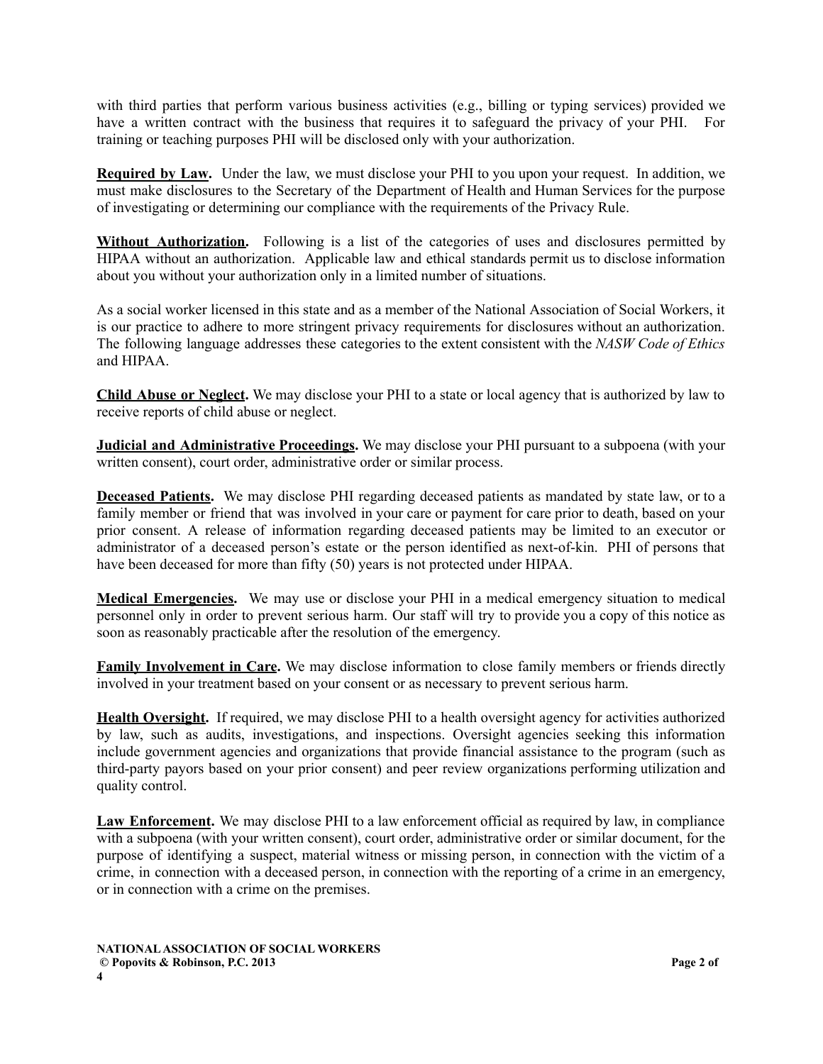with third parties that perform various business activities (e.g., billing or typing services) provided we have a written contract with the business that requires it to safeguard the privacy of your PHI. For training or teaching purposes PHI will be disclosed only with your authorization.

**Required by Law.** Under the law, we must disclose your PHI to you upon your request. In addition, we must make disclosures to the Secretary of the Department of Health and Human Services for the purpose of investigating or determining our compliance with the requirements of the Privacy Rule.

**Without Authorization.** Following is a list of the categories of uses and disclosures permitted by HIPAA without an authorization. Applicable law and ethical standards permit us to disclose information about you without your authorization only in a limited number of situations.

As a social worker licensed in this state and as a member of the National Association of Social Workers, it is our practice to adhere to more stringent privacy requirements for disclosures without an authorization. The following language addresses these categories to the extent consistent with the *NASW Code of Ethics* and HIPAA.

**Child Abuse or Neglect.** We may disclose your PHI to a state or local agency that is authorized by law to receive reports of child abuse or neglect.

**Judicial and Administrative Proceedings.** We may disclose your PHI pursuant to a subpoena (with your written consent), court order, administrative order or similar process.

**Deceased Patients.** We may disclose PHI regarding deceased patients as mandated by state law, or to a family member or friend that was involved in your care or payment for care prior to death, based on your prior consent. A release of information regarding deceased patients may be limited to an executor or administrator of a deceased person's estate or the person identified as next-of-kin. PHI of persons that have been deceased for more than fifty (50) years is not protected under HIPAA.

**Medical Emergencies.** We may use or disclose your PHI in a medical emergency situation to medical personnel only in order to prevent serious harm. Our staff will try to provide you a copy of this notice as soon as reasonably practicable after the resolution of the emergency.

**Family Involvement in Care.** We may disclose information to close family members or friends directly involved in your treatment based on your consent or as necessary to prevent serious harm.

**Health Oversight.** If required, we may disclose PHI to a health oversight agency for activities authorized by law, such as audits, investigations, and inspections. Oversight agencies seeking this information include government agencies and organizations that provide financial assistance to the program (such as third-party payors based on your prior consent) and peer review organizations performing utilization and quality control.

**Law Enforcement.** We may disclose PHI to a law enforcement official as required by law, in compliance with a subpoena (with your written consent), court order, administrative order or similar document, for the purpose of identifying a suspect, material witness or missing person, in connection with the victim of a crime, in connection with a deceased person, in connection with the reporting of a crime in an emergency, or in connection with a crime on the premises.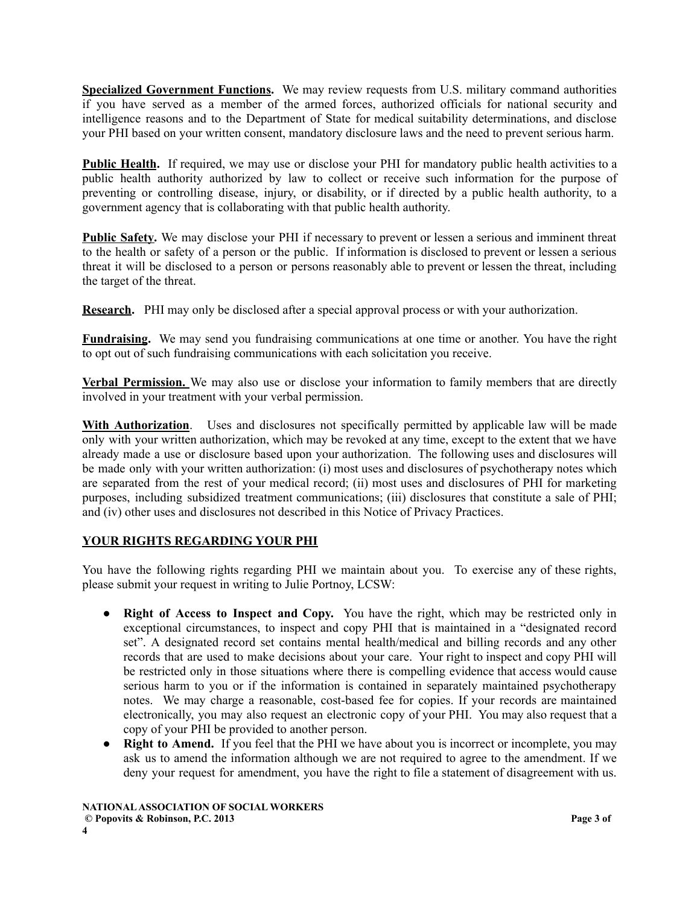**Specialized Government Functions.** We may review requests from U.S. military command authorities if you have served as a member of the armed forces, authorized officials for national security and intelligence reasons and to the Department of State for medical suitability determinations, and disclose your PHI based on your written consent, mandatory disclosure laws and the need to prevent serious harm.

**Public Health.** If required, we may use or disclose your PHI for mandatory public health activities to a public health authority authorized by law to collect or receive such information for the purpose of preventing or controlling disease, injury, or disability, or if directed by a public health authority, to a government agency that is collaborating with that public health authority.

**Public Safety.** We may disclose your PHI if necessary to prevent or lessen a serious and imminent threat to the health or safety of a person or the public. If information is disclosed to prevent or lessen a serious threat it will be disclosed to a person or persons reasonably able to prevent or lessen the threat, including the target of the threat.

**Research.** PHI may only be disclosed after a special approval process or with your authorization.

**Fundraising.** We may send you fundraising communications at one time or another. You have the right to opt out of such fundraising communications with each solicitation you receive.

**Verbal Permission.** We may also use or disclose your information to family members that are directly involved in your treatment with your verbal permission.

**With Authorization**. Uses and disclosures not specifically permitted by applicable law will be made only with your written authorization, which may be revoked at any time, except to the extent that we have already made a use or disclosure based upon your authorization. The following uses and disclosures will be made only with your written authorization: (i) most uses and disclosures of psychotherapy notes which are separated from the rest of your medical record; (ii) most uses and disclosures of PHI for marketing purposes, including subsidized treatment communications; (iii) disclosures that constitute a sale of PHI; and (iv) other uses and disclosures not described in this Notice of Privacy Practices.

## YOUR RIGHTS REGARDING YOUR PHI

You have the following rights regarding PHI we maintain about you. To exercise any of these rights, please submit your request in writing to Julie Portnoy, LCSW:

- **Right of Access to Inspect and Copy.** You have the right, which may be restricted only in exceptional circumstances, to inspect and copy PHI that is maintained in a "designated record set". A designated record set contains mental health/medical and billing records and any other records that are used to make decisions about your care. Your right to inspect and copy PHI will be restricted only in those situations where there is compelling evidence that access would cause serious harm to you or if the information is contained in separately maintained psychotherapy notes. We may charge a reasonable, cost-based fee for copies. If your records are maintained electronically, you may also request an electronic copy of your PHI. You may also request that a copy of your PHI be provided to another person.
- **Right to Amend.** If you feel that the PHI we have about you is incorrect or incomplete, you may ask us to amend the information although we are not required to agree to the amendment. If we deny your request for amendment, you have the right to file a statement of disagreement with us.

**NATIONAL ASSOCIATION OF SOCIAL WORKERS**
**© Popovits & Robinson, P.C. 2013**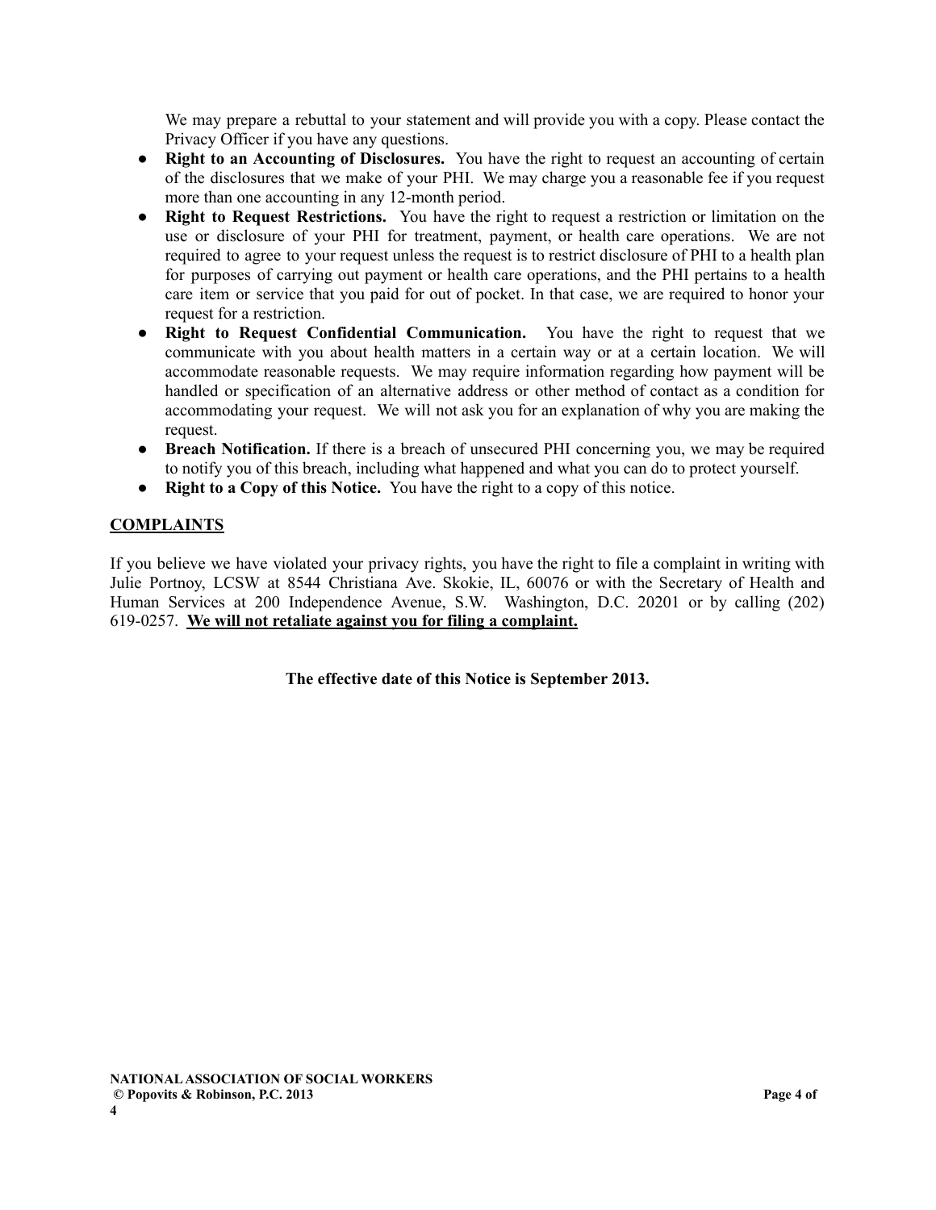We may prepare a rebuttal to your statement and will provide you with a copy. Please contact the Privacy Officer if you have any questions.

- **Right to an Accounting of Disclosures.** You have the right to request an accounting of certain of the disclosures that we make of your PHI. We may charge you a reasonable fee if you request more than one accounting in any 12-month period.
- **Right to Request Restrictions.** You have the right to request a restriction or limitation on the use or disclosure of your PHI for treatment, payment, or health care operations. We are not required to agree to your request unless the request is to restrict disclosure of PHI to a health plan for purposes of carrying out payment or health care operations, and the PHI pertains to a health care item or service that you paid for out of pocket. In that case, we are required to honor your request for a restriction.
- **Right to Request Confidential Communication.** You have the right to request that we communicate with you about health matters in a certain way or at a certain location. We will accommodate reasonable requests. We may require information regarding how payment will be handled or specification of an alternative address or other method of contact as a condition for accommodating your request. We will not ask you for an explanation of why you are making the request.
- **Breach Notification.** If there is a breach of unsecured PHI concerning you, we may be required to notify you of this breach, including what happened and what you can do to protect yourself.
- **Right to a Copy of this Notice.** You have the right to a copy of this notice.

## COMPLAINTS

If you believe we have violated your privacy rights, you have the right to file a complaint in writing with Julie Portnoy, LCSW at 8544 Christiana Ave. Skokie, IL, 60076 or with the Secretary of Health and Human Services at 200 Independence Avenue, S.W. Washington, D.C. 20201 or by calling (202) 619-0257. **We will not retaliate against you for filing a complaint.**

**The effective date of this Notice is September 2013.**

**NATIONAL ASSOCIATION OF SOCIAL WORKERS**
**© Popovits & Robinson, P.C. 2013**